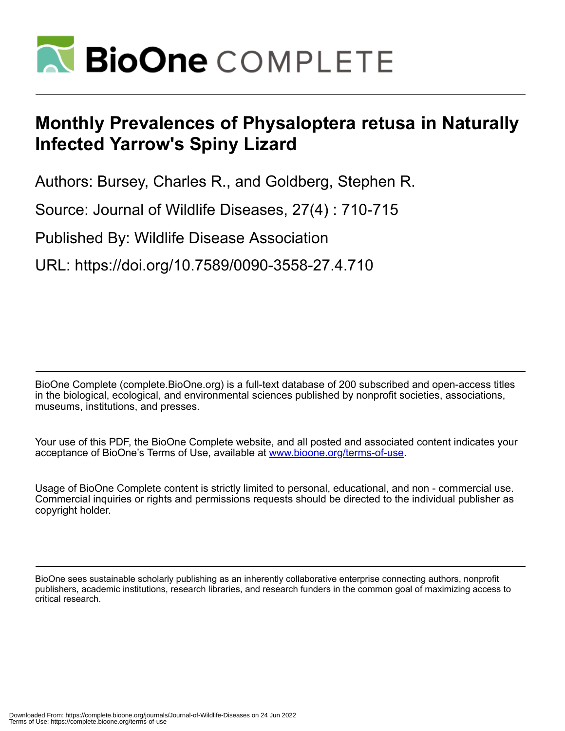# Monthly Prevalences of Physaloptera retusa in Naturally Infected Yarrow's Spiny Lizard

Authors: Bursey, Charles R., and Goldberg, Stephen R.

Source: Journal of Wildlife Diseases, 27(4) : 710-715

Published By: Wildlife Disease Association

URL: https://doi.org/10.7589/0090-3558-27.4.710

BioOne Complete (complete.BioOne.org) is a full-text database of 200 subscribed and open-access titles in the biological, ecological, and environmental sciences published by nonprofit societies, associations, museums, institutions, and presses.

Your use of this PDF, the BioOne Complete website, and all posted and associated content indicates your acceptance of BioOne's Terms of Use, available at www.bioone.org/terms-of-use.

Usage of BioOne Complete content is strictly limited to personal, educational, and non - commercial use. Commercial inquiries or rights and permissions requests should be directed to the individual publisher as copyright holder.

BioOne sees sustainable scholarly publishing as an inherently collaborative enterprise connecting authors, nonprofit publishers, academic institutions, research libraries, and research funders in the common goal of maximizing access to critical research.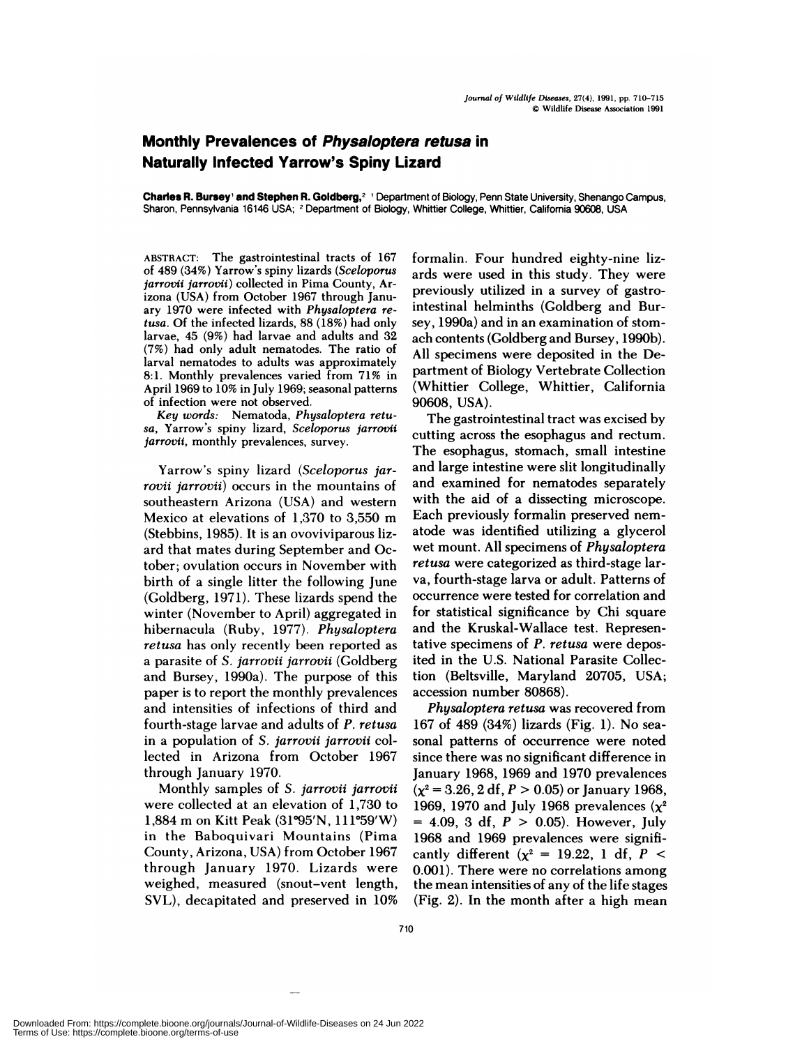# Monthly Prevalences of *Physaloptera retusa* in Naturally Infected Yarrow's Spiny Lizard

**Charles R. Bursey**[1] **and Stephen R. Goldberg,**[2] [1] Department of Biology, Penn State University, Shenango Campus, Sharon, Pennsylvania 16146 USA; [2] Department of Biology, Whittier College, Whittier, California 90608, USA

ABSTRACT: The gastrointestinal tracts of 167 of 489 (34%) Yarrow's spiny lizards (*Sceloporus jarrovii jarrovii*) collected in Pima County, Arizona (USA) from October 1967 through January 1970 were infected with *Physaloptera retusa*. Of the infected lizards, 88 (18%) had only larvae, 45 (9%) had larvae and adults and 32 (7%) had only adult nematodes. The ratio of larval nematodes to adults was approximately 8:1. Monthly prevalences varied from 71% in April 1969 to 10% in July 1969; seasonal patterns of infection were not observed.

*Key words:* Nematoda, *Physaloptera retusa*, Yarrow's spiny lizard, *Sceloporus jarrovii jarrovii*, monthly prevalences, survey.

Yarrow's spiny lizard (*Sceloporus jarrovii jarrovii*) occurs in the mountains of southeastern Arizona (USA) and western Mexico at elevations of 1,370 to 3,550 m (Stebbins, 1985). It is an ovoviviparous lizard that mates during September and October; ovulation occurs in November with birth of a single litter the following June (Goldberg, 1971). These lizards spend the winter (November to April) aggregated in hibernacula (Ruby, 1977). *Physaloptera retusa* has only recently been reported as a parasite of *S. jarrovii jarrovii* (Goldberg and Bursey, 1990a). The purpose of this paper is to report the monthly prevalences and intensities of infections of third and fourth-stage larvae and adults of *P. retusa* in a population of *S. jarrovii jarrovii* collected in Arizona from October 1967 through January 1970.

Monthly samples of *S. jarrovii jarrovii* were collected at an elevation of 1,730 to 1,884 m on Kitt Peak (31°95′N, 111°59′W) in the Baboquivari Mountains (Pima County, Arizona, USA) from October 1967 through January 1970. Lizards were weighed, measured (snout–vent length, SVL), decapitated and preserved in 10% formalin. Four hundred eighty-nine lizards were used in this study. They were previously utilized in a survey of gastrointestinal helminths (Goldberg and Bursey, 1990a) and in an examination of stomach contents (Goldberg and Bursey, 1990b). All specimens were deposited in the Department of Biology Vertebrate Collection (Whittier College, Whittier, California 90608, USA).

The gastrointestinal tract was excised by cutting across the esophagus and rectum. The esophagus, stomach, small intestine and large intestine were slit longitudinally and examined for nematodes separately with the aid of a dissecting microscope. Each previously formalin preserved nematode was identified utilizing a glycerol wet mount. All specimens of *Physaloptera retusa* were categorized as third-stage larva, fourth-stage larva or adult. Patterns of occurrence were tested for correlation and for statistical significance by Chi square and the Kruskal-Wallace test. Representative specimens of *P. retusa* were deposited in the U.S. National Parasite Collection (Beltsville, Maryland 20705, USA; accession number 80868).

*Physaloptera retusa* was recovered from 167 of 489 (34%) lizards (Fig. 1). No seasonal patterns of occurrence were noted since there was no significant difference in January 1968, 1969 and 1970 prevalences ($\chi^2 = 3.26$, 2 df, $P > 0.05$) or January 1968, 1969, 1970 and July 1968 prevalences ($\chi^2 = 4.09$, 3 df, $P > 0.05$). However, July 1968 and 1969 prevalences were significantly different ($\chi^2 = 19.22$, 1 df, $P < 0.001$). There were no correlations among the mean intensities of any of the life stages (Fig. 2). In the month after a high mean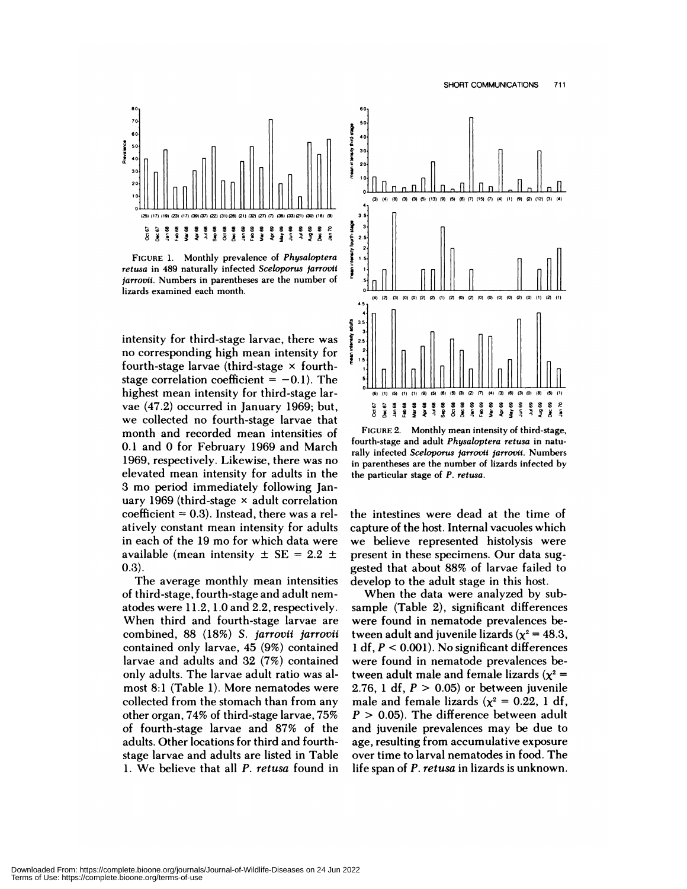FIGURE 1. Monthly prevalence of *Physaloptera retusa* in 489 naturally infected *Sceloporus jarrovii jarrovii*. Numbers in parentheses are the number of lizards examined each month.

FIGURE 2. Monthly mean intensity of third-stage, fourth-stage and adult *Physaloptera retusa* in naturally infected *Sceloporus jarrovii jarrovii*. Numbers in parentheses are the number of lizards infected by the particular stage of *P. retusa*.

intensity for third-stage larvae, there was no corresponding high mean intensity for fourth-stage larvae (third-stage × fourth-stage correlation coefficient = −0.1). The highest mean intensity for third-stage larvae (47.2) occurred in January 1969; but, we collected no fourth-stage larvae that month and recorded mean intensities of 0.1 and 0 for February 1969 and March 1969, respectively. Likewise, there was no elevated mean intensity for adults in the 3 mo period immediately following January 1969 (third-stage × adult correlation coefficient = 0.3). Instead, there was a relatively constant mean intensity for adults in each of the 19 mo for which data were available (mean intensity ± SE = 2.2 ± 0.3).

The average monthly mean intensities of third-stage, fourth-stage and adult nematodes were 11.2, 1.0 and 2.2, respectively. When third and fourth-stage larvae are combined, 88 (18%) *S. jarrovii jarrovii* contained only larvae, 45 (9%) contained larvae and adults and 32 (7%) contained only adults. The larvae adult ratio was almost 8:1 (Table 1). More nematodes were collected from the stomach than from any other organ, 74% of third-stage larvae, 75% of fourth-stage larvae and 87% of the adults. Other locations for third and fourth-stage larvae and adults are listed in Table 1. We believe that all *P. retusa* found in the intestines were dead at the time of capture of the host. Internal vacuoles which we believe represented histolysis were present in these specimens. Our data suggested that about 88% of larvae failed to develop to the adult stage in this host.

When the data were analyzed by subsample (Table 2), significant differences were found in nematode prevalences between adult and juvenile lizards ($\chi^2 = 48.3$, 1 df, $P < 0.001$). No significant differences were found in nematode prevalences between adult male and female lizards ($\chi^2 = 2.76$, 1 df, $P > 0.05$) or between juvenile male and female lizards ($\chi^2 = 0.22$, 1 df, $P > 0.05$). The difference between adult and juvenile prevalences may be due to age, resulting from accumulative exposure over time to larval nematodes in food. The life span of *P. retusa* in lizards is unknown.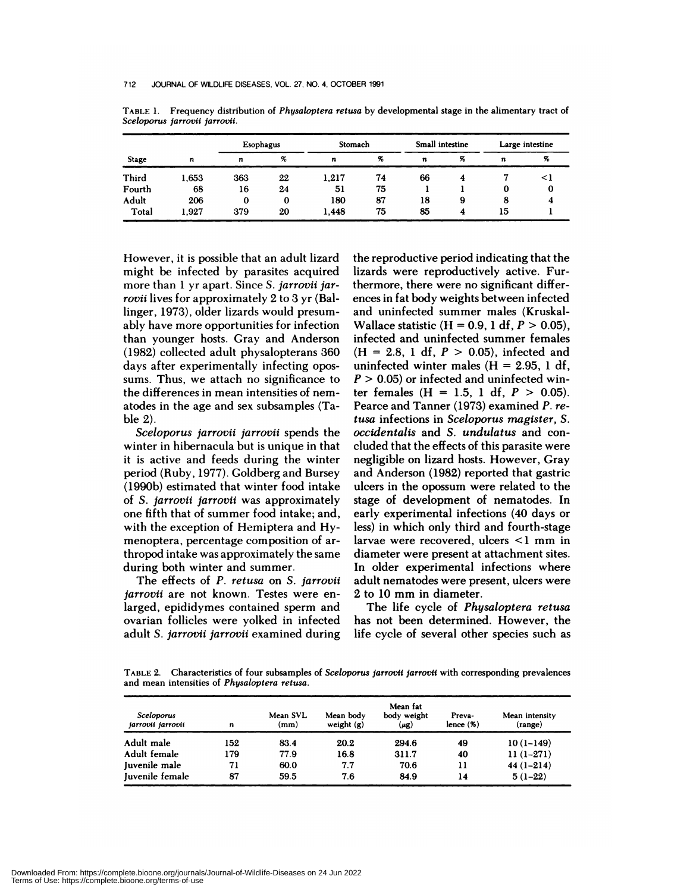TABLE 1. Frequency distribution of *Physaloptera retusa* by developmental stage in the alimentary tract of *Sceloporus jarrovii jarrovii*.

| Stage | *n* | Esophagus | | Stomach | | Small intestine | | Large intestine | |
|---|---|---|---|---|---|---|---|---|---|
| | | *n* | % | *n* | % | *n* | % | *n* | % |
| Third | 1,653 | 363 | 22 | 1,217 | 74 | 66 | 4 | 7 | <1 |
| Fourth | 68 | 16 | 24 | 51 | 75 | 1 | 1 | 0 | 0 |
| Adult | 206 | 0 | 0 | 180 | 87 | 18 | 9 | 8 | 4 |
| Total | 1,927 | 379 | 20 | 1,448 | 75 | 85 | 4 | 15 | 1 |

However, it is possible that an adult lizard might be infected by parasites acquired more than 1 yr apart. Since *S. jarrovii jarrovii* lives for approximately 2 to 3 yr (Ballinger, 1973), older lizards would presumably have more opportunities for infection than younger hosts. Gray and Anderson (1982) collected adult physalopterans 360 days after experimentally infecting opossums. Thus, we attach no significance to the differences in mean intensities of nematodes in the age and sex subsamples (Table 2).

*Sceloporus jarrovii jarrovii* spends the winter in hibernacula but is unique in that it is active and feeds during the winter period (Ruby, 1977). Goldberg and Bursey (1990b) estimated that winter food intake of *S. jarrovii jarrovii* was approximately one fifth that of summer food intake; and, with the exception of Hemiptera and Hymenoptera, percentage composition of arthropod intake was approximately the same during both winter and summer.

The effects of *P. retusa* on *S. jarrovii jarrovii* are not known. Testes were enlarged, epididymes contained sperm and ovarian follicles were yolked in infected adult *S. jarrovii jarrovii* examined during the reproductive period indicating that the lizards were reproductively active. Furthermore, there were no significant differences in fat body weights between infected and uninfected summer males (Kruskal-Wallace statistic ($H = 0.9$, 1 df, $P > 0.05$), infected and uninfected summer females ($H = 2.8$, 1 df, $P > 0.05$), infected and uninfected winter males ($H = 2.95$, 1 df, $P > 0.05$) or infected and uninfected winter females ($H = 1.5$, 1 df, $P > 0.05$). Pearce and Tanner (1973) examined *P. retusa* infections in *Sceloporus magister*, *S. occidentalis* and *S. undulatus* and concluded that the effects of this parasite were negligible on lizard hosts. However, Gray and Anderson (1982) reported that gastric ulcers in the opossum were related to the stage of development of nematodes. In early experimental infections (40 days or less) in which only third and fourth-stage larvae were recovered, ulcers <1 mm in diameter were present at attachment sites. In older experimental infections where adult nematodes were present, ulcers were 2 to 10 mm in diameter.

The life cycle of *Physaloptera retusa* has not been determined. However, the life cycle of several other species such as

TABLE 2. Characteristics of four subsamples of *Sceloporus jarrovii jarrovii* with corresponding prevalences and mean intensities of *Physaloptera retusa*.

| *Sceloporus jarrovii jarrovii* | *n* | Mean SVL (mm) | Mean body weight (g) | Mean fat body weight (μg) | Prevalence (%) | Mean intensity (range) |
|---|---|---|---|---|---|---|
| Adult male | 152 | 83.4 | 20.2 | 294.6 | 49 | 10 (1–149) |
| Adult female | 179 | 77.9 | 16.8 | 311.7 | 40 | 11 (1–271) |
| Juvenile male | 71 | 60.0 | 7.7 | 70.6 | 11 | 44 (1–214) |
| Juvenile female | 87 | 59.5 | 7.6 | 84.9 | 14 | 5 (1–22) |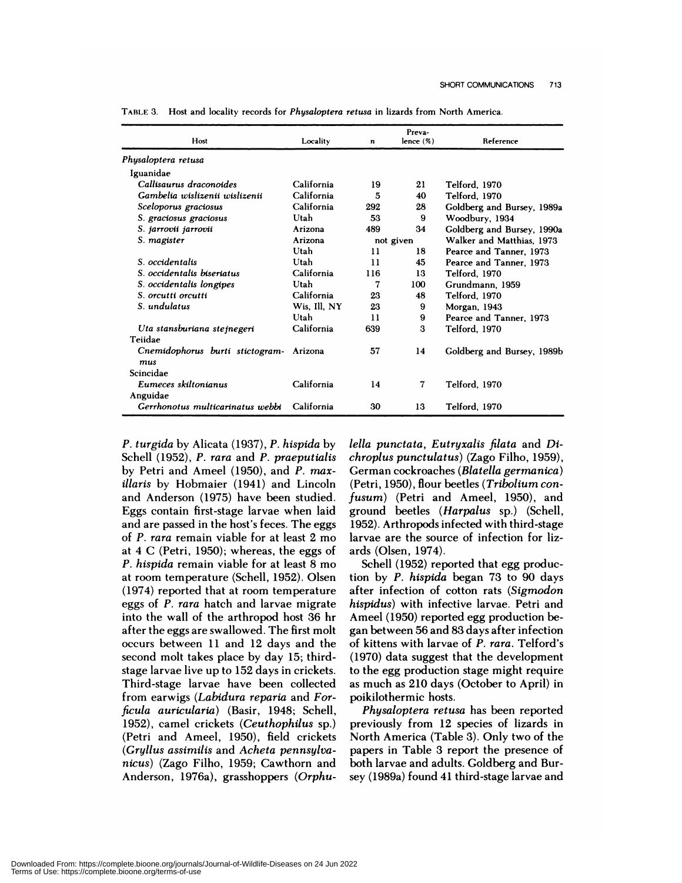TABLE 3. Host and locality records for *Physaloptera retusa* in lizards from North America.

| Host | Locality | n | Prevalence (%) | Reference |
|---|---|---|---|---|
| *Physaloptera retusa* | | | | |
| Iguanidae | | | | |
| *Callisaurus draconoides* | California | 19 | 21 | Telford, 1970 |
| *Gambelia wislizenii wislizenii* | California | 5 | 40 | Telford, 1970 |
| *Sceloporus graciosus* | California | 292 | 28 | Goldberg and Bursey, 1989a |
| *S. graciosus graciosus* | Utah | 53 | 9 | Woodbury, 1934 |
| *S. jarrovii jarrovii* | Arizona | 489 | 34 | Goldberg and Bursey, 1990a |
| *S. magister* | Arizona | not given | | Walker and Matthias, 1973 |
| | Utah | 11 | 18 | Pearce and Tanner, 1973 |
| *S. occidentalis* | Utah | 11 | 45 | Pearce and Tanner, 1973 |
| *S. occidentalis biseriatus* | California | 116 | 13 | Telford, 1970 |
| *S. occidentalis longipes* | Utah | 7 | 100 | Grundmann, 1959 |
| *S. orcutti orcutti* | California | 23 | 48 | Telford, 1970 |
| *S. undulatus* | Wis, Ill, NY | 23 | 9 | Morgan, 1943 |
| | Utah | 11 | 9 | Pearce and Tanner, 1973 |
| *Uta stansburiana stejnegeri* | California | 639 | 3 | Telford, 1970 |
| Teiidae | | | | |
| *Cnemidophorus burti stictogrammus* | Arizona | 57 | 14 | Goldberg and Bursey, 1989b |
| Scincidae | | | | |
| *Eumeces skiltonianus* | California | 14 | 7 | Telford, 1970 |
| Anguidae | | | | |
| *Gerrhonotus multicarinatus webbi* | California | 30 | 13 | Telford, 1970 |

*P. turgida* by Alicata (1937), *P. hispida* by Schell (1952), *P. rara* and *P. praeputialis* by Petri and Ameel (1950), and *P. maxillaris* by Hobmaier (1941) and Lincoln and Anderson (1975) have been studied. Eggs contain first-stage larvae when laid and are passed in the host's feces. The eggs of *P. rara* remain viable for at least 2 mo at 4 C (Petri, 1950); whereas, the eggs of *P. hispida* remain viable for at least 8 mo at room temperature (Schell, 1952). Olsen (1974) reported that at room temperature eggs of *P. rara* hatch and larvae migrate into the wall of the arthropod host 36 hr after the eggs are swallowed. The first molt occurs between 11 and 12 days and the second molt takes place by day 15; third-stage larvae live up to 152 days in crickets. Third-stage larvae have been collected from earwigs (*Labidura reparia* and *Forficula auricularia*) (Basir, 1948; Schell, 1952), camel crickets (*Ceuthophilus* sp.) (Petri and Ameel, 1950), field crickets (*Gryllus assimilis* and *Acheta pennsylvanicus*) (Zago Filho, 1959; Cawthorn and Anderson, 1976a), grasshoppers (*Orphulella punctata*, *Eutryxalis filata* and *Dichroplus punctulatus*) (Zago Filho, 1959), German cockroaches (*Blatella germanica*) (Petri, 1950), flour beetles (*Tribolium confusum*) (Petri and Ameel, 1950), and ground beetles (*Harpalus* sp.) (Schell, 1952). Arthropods infected with third-stage larvae are the source of infection for lizards (Olsen, 1974).

Schell (1952) reported that egg production by *P. hispida* began 73 to 90 days after infection of cotton rats (*Sigmodon hispidus*) with infective larvae. Petri and Ameel (1950) reported egg production began between 56 and 83 days after infection of kittens with larvae of *P. rara*. Telford's (1970) data suggest that the development to the egg production stage might require as much as 210 days (October to April) in poikilothermic hosts.

*Physaloptera retusa* has been reported previously from 12 species of lizards in North America (Table 3). Only two of the papers in Table 3 report the presence of both larvae and adults. Goldberg and Bursey (1989a) found 41 third-stage larvae and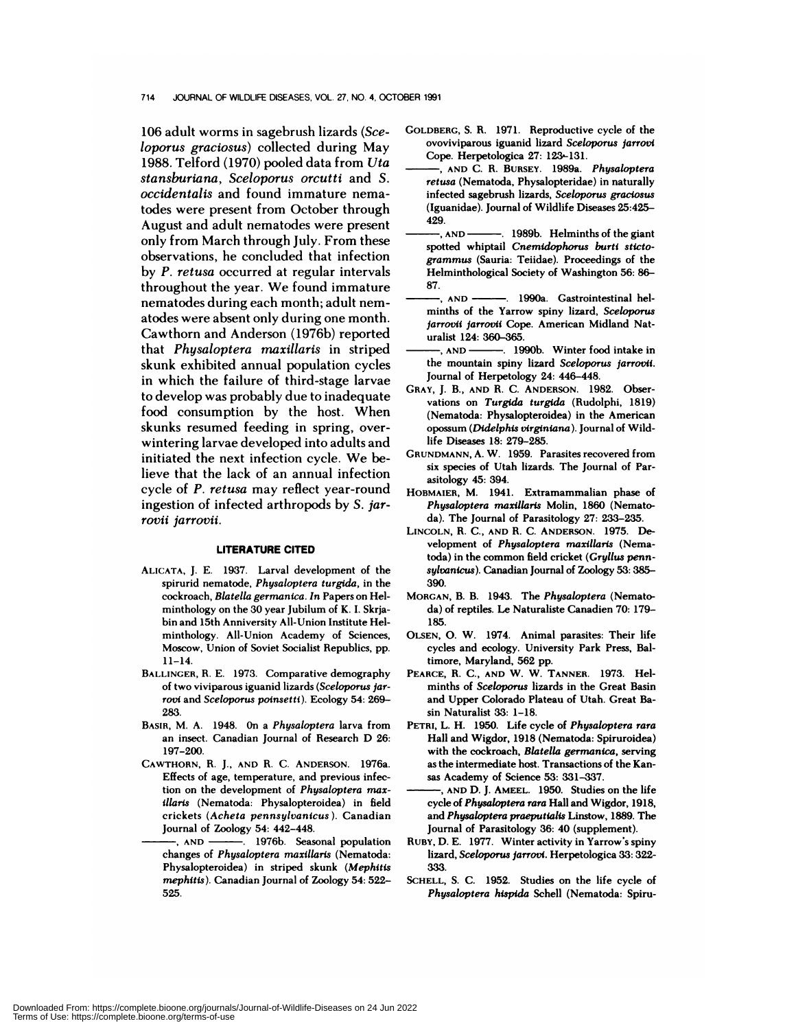106 adult worms in sagebrush lizards (*Sceloporus graciosus*) collected during May 1988. Telford (1970) pooled data from *Uta stansburiana*, *Sceloporus orcutti* and *S. occidentalis* and found immature nematodes were present from October through August and adult nematodes were present only from March through July. From these observations, he concluded that infection by *P. retusa* occurred at regular intervals throughout the year. We found immature nematodes during each month; adult nematodes were absent only during one month. Cawthorn and Anderson (1976b) reported that *Physaloptera maxillaris* in striped skunk exhibited annual population cycles in which the failure of third-stage larvae to develop was probably due to inadequate food consumption by the host. When skunks resumed feeding in spring, overwintering larvae developed into adults and initiated the next infection cycle. We believe that the lack of an annual infection cycle of *P. retusa* may reflect year-round ingestion of infected arthropods by *S. jarrovii jarrovii*.

## LITERATURE CITED

ALICATA, J. E. 1937. Larval development of the spirurid nematode, *Physaloptera turgida*, in the cockroach, *Blatella germanica*. *In* Papers on Helminthology on the 30 year Jubilum of K. I. Skrjabin and 15th Anniversity All-Union Institute Helminthology. All-Union Academy of Sciences, Moscow, Union of Soviet Socialist Republics, pp. 11–14.

BALLINGER, R. E. 1973. Comparative demography of two viviparous iguanid lizards (*Sceloporus jarrovi* and *Sceloporus poinsetti*). Ecology 54: 269–283.

BASIR, M. A. 1948. On a *Physaloptera* larva from an insect. Canadian Journal of Research D 26: 197–200.

CAWTHORN, R. J., AND R. C. ANDERSON. 1976a. Effects of age, temperature, and previous infection on the development of *Physaloptera maxillaris* (Nematoda: Physalopteroidea) in field crickets (*Acheta pennsylvanicus*). Canadian Journal of Zoology 54: 442–448.

———, AND ———. 1976b. Seasonal population changes of *Physaloptera maxillaris* (Nematoda: Physalopteroidea) in striped skunk (*Mephitis mephitis*). Canadian Journal of Zoology 54: 522–525.

GOLDBERG, S. R. 1971. Reproductive cycle of the ovoviviparous iguanid lizard *Sceloporus jarrovi* Cope. Herpetologica 27: 123–131.

———, AND C. R. BURSEY. 1989a. *Physaloptera retusa* (Nematoda, Physalopteridae) in naturally infected sagebrush lizards, *Sceloporus graciosus* (Iguanidae). Journal of Wildlife Diseases 25:425–429.

———, AND ———. 1989b. Helminths of the giant spotted whiptail *Cnemidophorus burti stictogrammus* (Sauria: Teiidae). Proceedings of the Helminthological Society of Washington 56: 86–87.

———, AND ———. 1990a. Gastrointestinal helminths of the Yarrow spiny lizard, *Sceloporus jarrovii jarrovii* Cope. American Midland Naturalist 124: 360–365.

———, AND ———. 1990b. Winter food intake in the mountain spiny lizard *Sceloporus jarrovii*. Journal of Herpetology 24: 446–448.

GRAY, J. B., AND R. C. ANDERSON. 1982. Observations on *Turgida turgida* (Rudolphi, 1819) (Nematoda: Physalopteroidea) in the American opossum (*Didelphis virginiana*). Journal of Wildlife Diseases 18: 279–285.

GRUNDMANN, A. W. 1959. Parasites recovered from six species of Utah lizards. The Journal of Parasitology 45: 394.

HOBMAIER, M. 1941. Extramammalian phase of *Physaloptera maxillaris* Molin, 1860 (Nematoda). The Journal of Parasitology 27: 233–235.

LINCOLN, R. C., AND R. C. ANDERSON. 1975. Development of *Physaloptera maxillaris* (Nematoda) in the common field cricket (*Gryllus pennsylvanicus*). Canadian Journal of Zoology 53: 385–390.

MORGAN, B. B. 1943. The *Physaloptera* (Nematoda) of reptiles. Le Naturaliste Canadien 70: 179–185.

OLSEN, O. W. 1974. Animal parasites: Their life cycles and ecology. University Park Press, Baltimore, Maryland, 562 pp.

PEARCE, R. C., AND W. W. TANNER. 1973. Helminths of *Sceloporus* lizards in the Great Basin and Upper Colorado Plateau of Utah. Great Basin Naturalist 33: 1–18.

PETRI, L. H. 1950. Life cycle of *Physaloptera rara* Hall and Wigdor, 1918 (Nematoda: Spiruroidea) with the cockroach, *Blatella germanica*, serving as the intermediate host. Transactions of the Kansas Academy of Science 53: 331–337.

———, AND D. J. AMEEL. 1950. Studies on the life cycle of *Physaloptera rara* Hall and Wigdor, 1918, and *Physaloptera praeputialis* Linstow, 1889. The Journal of Parasitology 36: 40 (supplement).

RUBY, D. E. 1977. Winter activity in Yarrow's spiny lizard, *Sceloporus jarrovi*. Herpetologica 33: 322–333.

SCHELL, S. C. 1952. Studies on the life cycle of *Physaloptera hispida* Schell (Nematoda: Spiru-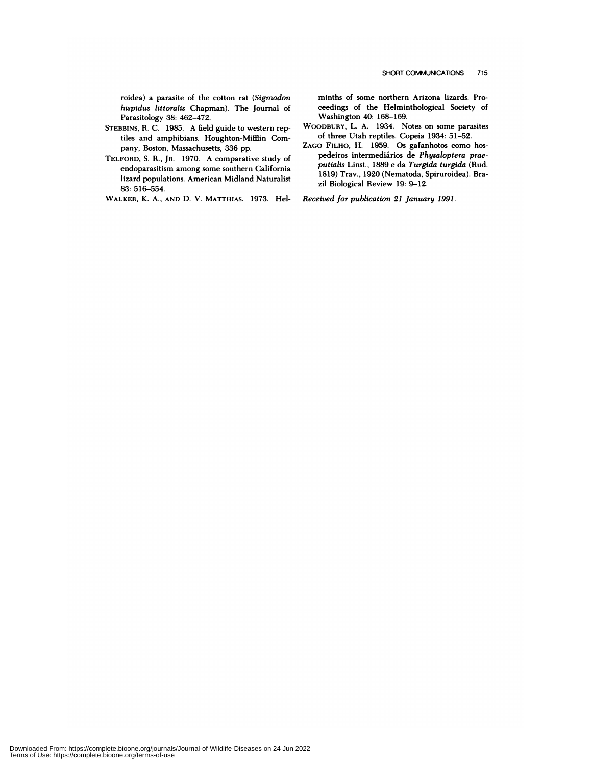roidea) a parasite of the cotton rat (*Sigmodon hispidus littoralis* Chapman). The Journal of Parasitology 38: 462–472.

STEBBINS, R. C. 1985. A field guide to western reptiles and amphibians. Houghton-Mifflin Company, Boston, Massachusetts, 336 pp.

TELFORD, S. R., JR. 1970. A comparative study of endoparasitism among some southern California lizard populations. American Midland Naturalist 83: 516–554.

WALKER, K. A., AND D. V. MATTHIAS. 1973. Helminths of some northern Arizona lizards. Proceedings of the Helminthological Society of Washington 40: 168–169.

WOODBURY, L. A. 1934. Notes on some parasites of three Utah reptiles. Copeia 1934: 51–52.

ZAGO FILHO, H. 1959. Os gafanhotos como hospedeiros intermediários de *Physaloptera praeputialis* Linst., 1889 e da *Turgida turgida* (Rud. 1819) Trav., 1920 (Nematoda, Spiruroidea). Brazil Biological Review 19: 9–12.

*Received for publication 21 January 1991.*